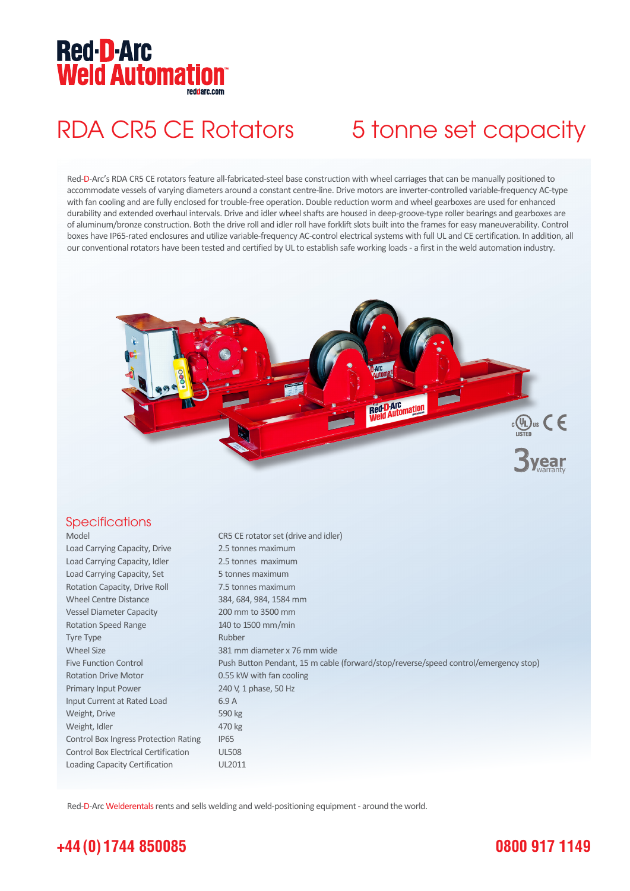Red-D-Arc
Weld Automation™
reddarc.com

# RDA CR5 CE Rotators 5 tonne set capacity

Red-D-Arc's RDA CR5 CE rotators feature all-fabricated-steel base construction with wheel carriages that can be manually positioned to accommodate vessels of varying diameters around a constant centre-line. Drive motors are inverter-controlled variable-frequency AC-type with fan cooling and are fully enclosed for trouble-free operation. Double reduction worm and wheel gearboxes are used for enhanced durability and extended overhaul intervals. Drive and idler wheel shafts are housed in deep-groove-type roller bearings and gearboxes are of aluminum/bronze construction. Both the drive roll and idler roll have forklift slots built into the frames for easy maneuverability. Control boxes have IP65-rated enclosures and utilize variable-frequency AC-control electrical systems with full UL and CE certification. In addition, all our conventional rotators have been tested and certified by UL to establish safe working loads - a first in the weld automation industry.

c UL us LISTED CE

3 year warranty

## Specifications

| | |
|---|---|
| Model | CR5 CE rotator set (drive and idler) |
| Load Carrying Capacity, Drive | 2.5 tonnes maximum |
| Load Carrying Capacity, Idler | 2.5 tonnes maximum |
| Load Carrying Capacity, Set | 5 tonnes maximum |
| Rotation Capacity, Drive Roll | 7.5 tonnes maximum |
| Wheel Centre Distance | 384, 684, 984, 1584 mm |
| Vessel Diameter Capacity | 200 mm to 3500 mm |
| Rotation Speed Range | 140 to 1500 mm/min |
| Tyre Type | Rubber |
| Wheel Size | 381 mm diameter x 76 mm wide |
| Five Function Control | Push Button Pendant, 15 m cable (forward/stop/reverse/speed control/emergency stop) |
| Rotation Drive Motor | 0.55 kW with fan cooling |
| Primary Input Power | 240 V, 1 phase, 50 Hz |
| Input Current at Rated Load | 6.9 A |
| Weight, Drive | 590 kg |
| Weight, Idler | 470 kg |
| Control Box Ingress Protection Rating | IP65 |
| Control Box Electrical Certification | UL508 |
| Loading Capacity Certification | UL2011 |

Red-D-Arc Welderentals rents and sells welding and weld-positioning equipment - around the world.

**+44 (0) 1744 850085** **0800 917 1149**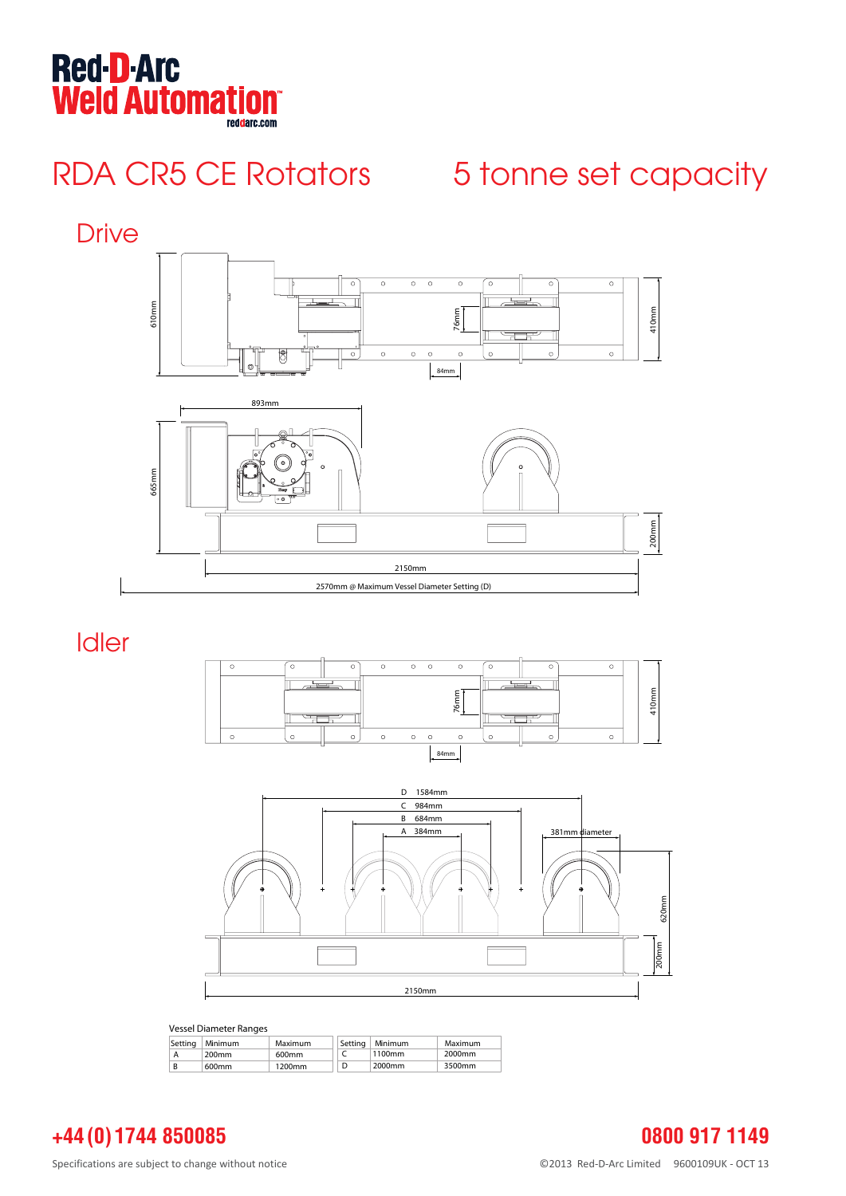Red-D-Arc
Weld Automation
reddarc.com

# RDA CR5 CE Rotators

# 5 tonne set capacity

## Drive

610mm
76mm
410mm
84mm
893mm
665mm
200mm
2150mm
2570mm @ Maximum Vessel Diameter Setting (D)

## Idler

76mm
410mm
84mm
D 1584mm
C 984mm
B 684mm
A 384mm
381mm diameter
620mm
200mm
2150mm

Vessel Diameter Ranges

| Setting | Minimum | Maximum |
|---|---|---|
| A | 200mm | 600mm |
| B | 600mm | 1200mm |
| C | 1100mm | 2000mm |
| D | 2000mm | 3500mm |

**+44 (0) 1744 850085**

**0800 917 1149**

Specifications are subject to change without notice

©2013 Red-D-Arc Limited 9600109UK - OCT 13